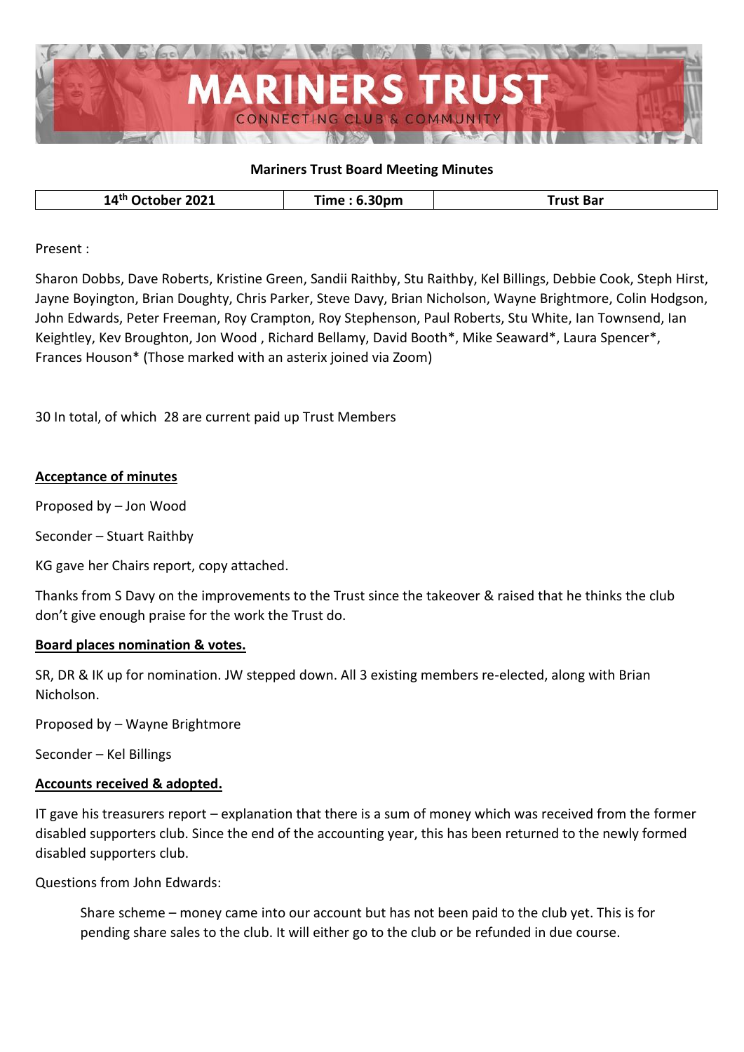# MARINERS TRUST

CONNECTING CLUB & COMMUNITY

**Mariners Trust Board Meeting Minutes**

| | | |
|---|---|---|
| **14th October 2021** | **Time : 6.30pm** | **Trust Bar** |

Present :

Sharon Dobbs, Dave Roberts, Kristine Green, Sandii Raithby, Stu Raithby, Kel Billings, Debbie Cook, Steph Hirst, Jayne Boyington, Brian Doughty, Chris Parker, Steve Davy, Brian Nicholson, Wayne Brightmore, Colin Hodgson, John Edwards, Peter Freeman, Roy Crampton, Roy Stephenson, Paul Roberts, Stu White, Ian Townsend, Ian Keightley, Kev Broughton, Jon Wood , Richard Bellamy, David Booth*, Mike Seaward*, Laura Spencer*, Frances Houson* (Those marked with an asterix joined via Zoom)

30 In total, of which 28 are current paid up Trust Members

**Acceptance of minutes**

Proposed by – Jon Wood

Seconder – Stuart Raithby

KG gave her Chairs report, copy attached.

Thanks from S Davy on the improvements to the Trust since the takeover & raised that he thinks the club don't give enough praise for the work the Trust do.

**Board places nomination & votes.**

SR, DR & IK up for nomination. JW stepped down. All 3 existing members re-elected, along with Brian Nicholson.

Proposed by – Wayne Brightmore

Seconder – Kel Billings

**Accounts received & adopted.**

IT gave his treasurers report – explanation that there is a sum of money which was received from the former disabled supporters club. Since the end of the accounting year, this has been returned to the newly formed disabled supporters club.

Questions from John Edwards:

> Share scheme – money came into our account but has not been paid to the club yet. This is for pending share sales to the club. It will either go to the club or be refunded in due course.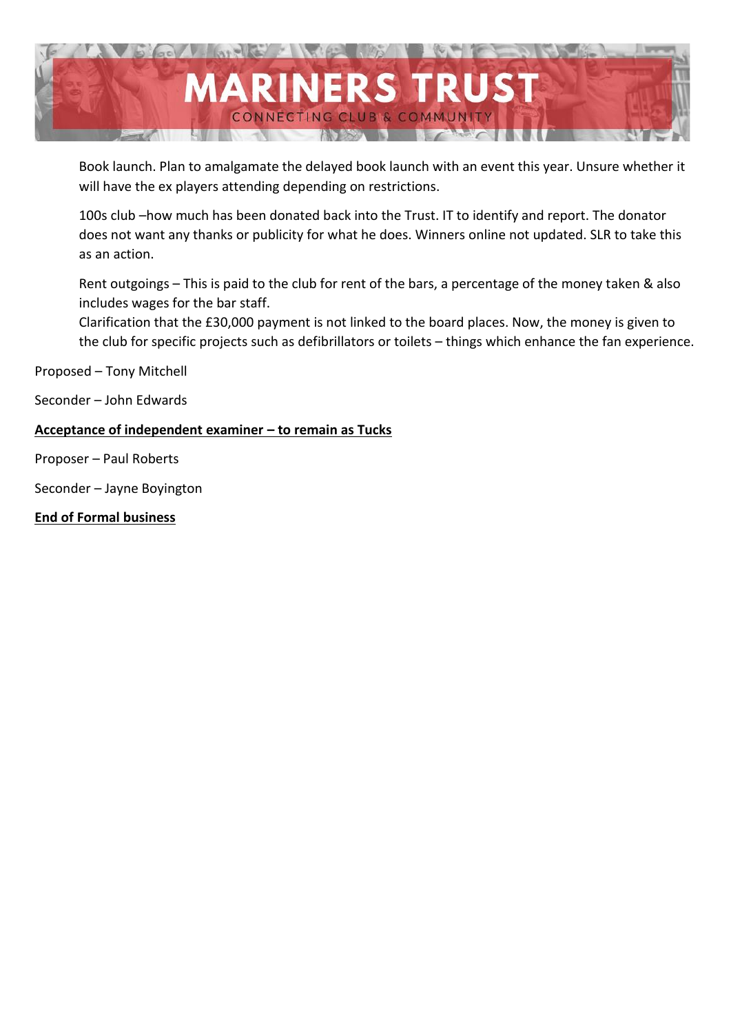Book launch. Plan to amalgamate the delayed book launch with an event this year. Unsure whether it will have the ex players attending depending on restrictions.

100s club –how much has been donated back into the Trust. IT to identify and report. The donator does not want any thanks or publicity for what he does. Winners online not updated. SLR to take this as an action.

Rent outgoings – This is paid to the club for rent of the bars, a percentage of the money taken & also includes wages for the bar staff.
Clarification that the £30,000 payment is not linked to the board places. Now, the money is given to the club for specific projects such as defibrillators or toilets – things which enhance the fan experience.

Proposed – Tony Mitchell

Seconder – John Edwards

**Acceptance of independent examiner – to remain as Tucks**

Proposer – Paul Roberts

Seconder – Jayne Boyington

**End of Formal business**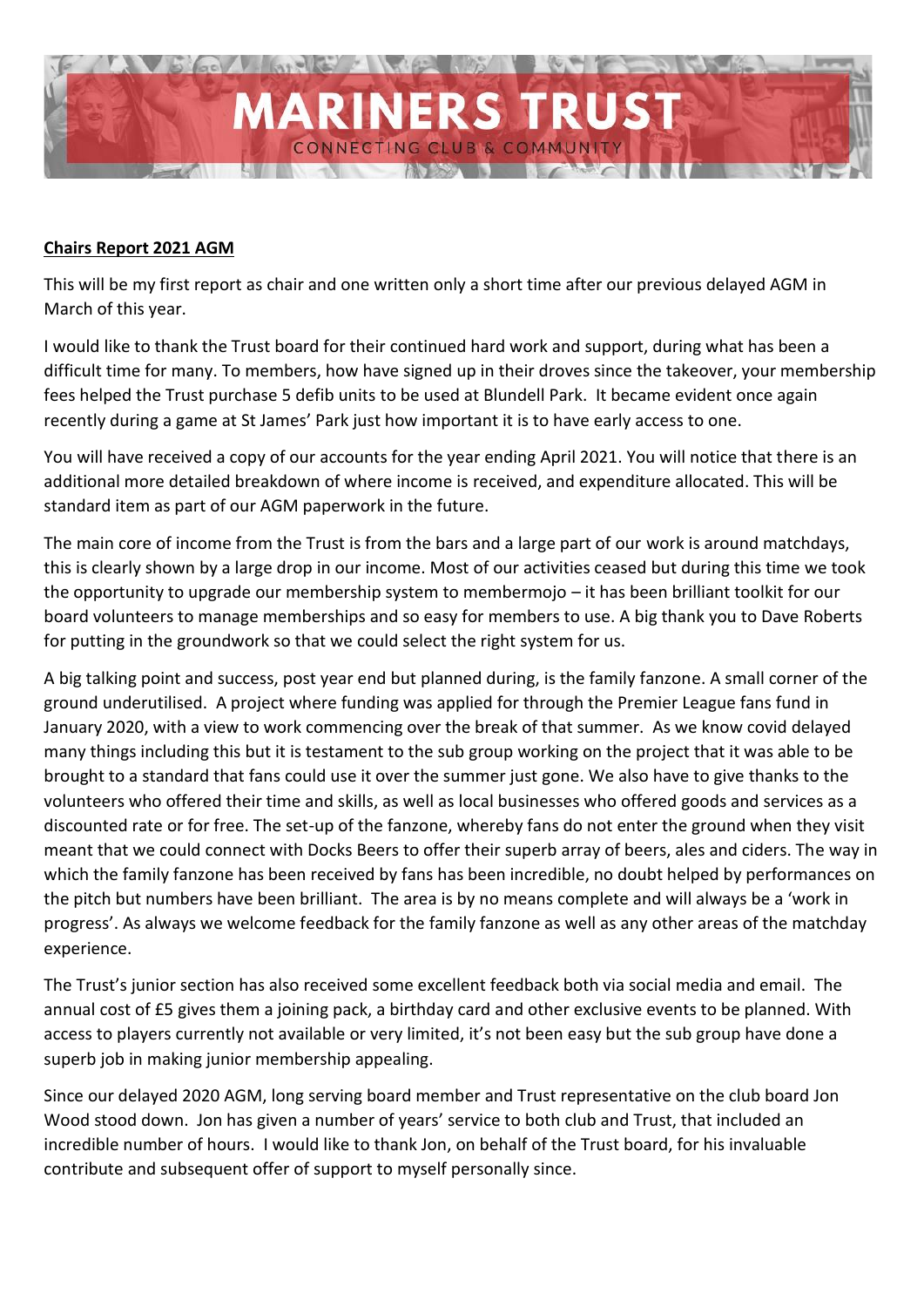# MARINERS TRUST

CONNECTING CLUB & COMMUNITY

**Chairs Report 2021 AGM**

This will be my first report as chair and one written only a short time after our previous delayed AGM in March of this year.

I would like to thank the Trust board for their continued hard work and support, during what has been a difficult time for many. To members, how have signed up in their droves since the takeover, your membership fees helped the Trust purchase 5 defib units to be used at Blundell Park. It became evident once again recently during a game at St James' Park just how important it is to have early access to one.

You will have received a copy of our accounts for the year ending April 2021. You will notice that there is an additional more detailed breakdown of where income is received, and expenditure allocated. This will be standard item as part of our AGM paperwork in the future.

The main core of income from the Trust is from the bars and a large part of our work is around matchdays, this is clearly shown by a large drop in our income. Most of our activities ceased but during this time we took the opportunity to upgrade our membership system to membermojo – it has been brilliant toolkit for our board volunteers to manage memberships and so easy for members to use. A big thank you to Dave Roberts for putting in the groundwork so that we could select the right system for us.

A big talking point and success, post year end but planned during, is the family fanzone. A small corner of the ground underutilised. A project where funding was applied for through the Premier League fans fund in January 2020, with a view to work commencing over the break of that summer. As we know covid delayed many things including this but it is testament to the sub group working on the project that it was able to be brought to a standard that fans could use it over the summer just gone. We also have to give thanks to the volunteers who offered their time and skills, as well as local businesses who offered goods and services as a discounted rate or for free. The set-up of the fanzone, whereby fans do not enter the ground when they visit meant that we could connect with Docks Beers to offer their superb array of beers, ales and ciders. The way in which the family fanzone has been received by fans has been incredible, no doubt helped by performances on the pitch but numbers have been brilliant. The area is by no means complete and will always be a 'work in progress'. As always we welcome feedback for the family fanzone as well as any other areas of the matchday experience.

The Trust's junior section has also received some excellent feedback both via social media and email. The annual cost of £5 gives them a joining pack, a birthday card and other exclusive events to be planned. With access to players currently not available or very limited, it's not been easy but the sub group have done a superb job in making junior membership appealing.

Since our delayed 2020 AGM, long serving board member and Trust representative on the club board Jon Wood stood down. Jon has given a number of years' service to both club and Trust, that included an incredible number of hours. I would like to thank Jon, on behalf of the Trust board, for his invaluable contribute and subsequent offer of support to myself personally since.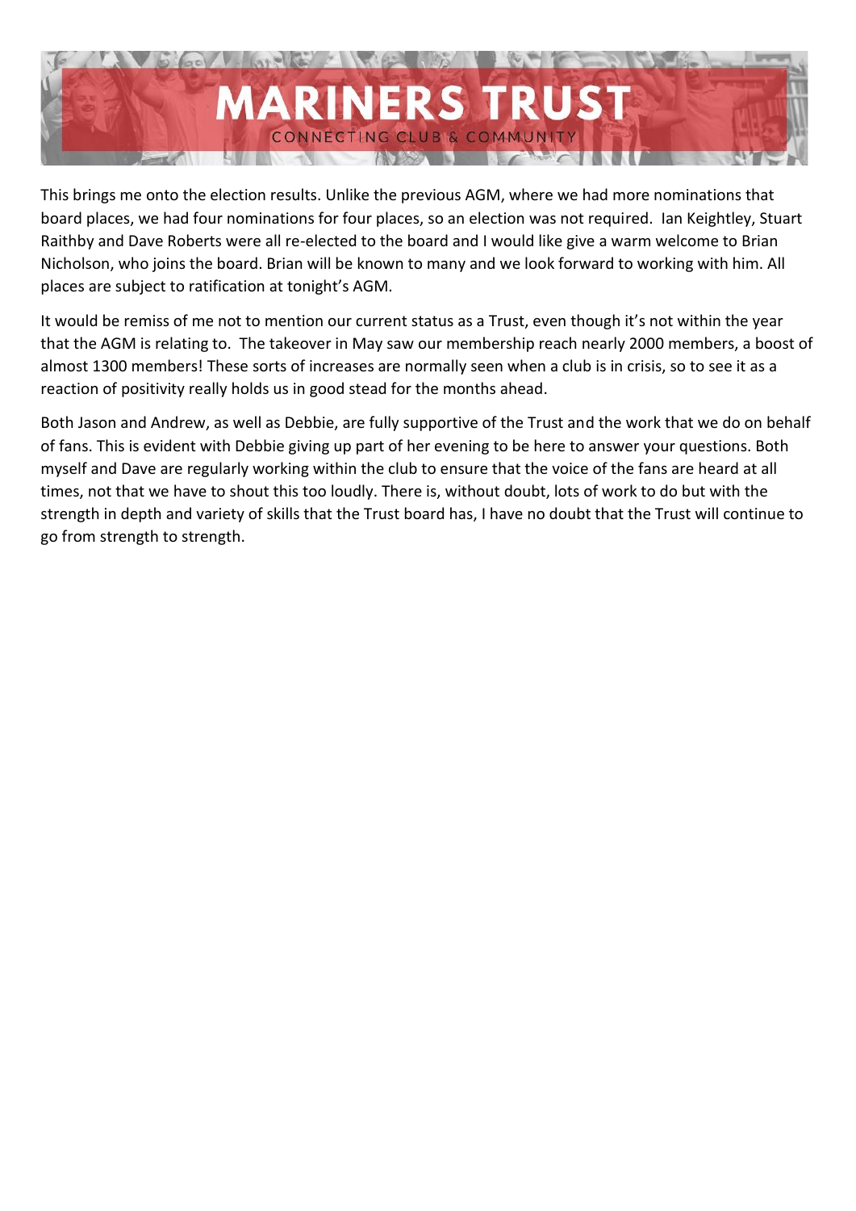This brings me onto the election results. Unlike the previous AGM, where we had more nominations that board places, we had four nominations for four places, so an election was not required. Ian Keightley, Stuart Raithby and Dave Roberts were all re-elected to the board and I would like give a warm welcome to Brian Nicholson, who joins the board. Brian will be known to many and we look forward to working with him. All places are subject to ratification at tonight's AGM.

It would be remiss of me not to mention our current status as a Trust, even though it's not within the year that the AGM is relating to. The takeover in May saw our membership reach nearly 2000 members, a boost of almost 1300 members! These sorts of increases are normally seen when a club is in crisis, so to see it as a reaction of positivity really holds us in good stead for the months ahead.

Both Jason and Andrew, as well as Debbie, are fully supportive of the Trust and the work that we do on behalf of fans. This is evident with Debbie giving up part of her evening to be here to answer your questions. Both myself and Dave are regularly working within the club to ensure that the voice of the fans are heard at all times, not that we have to shout this too loudly. There is, without doubt, lots of work to do but with the strength in depth and variety of skills that the Trust board has, I have no doubt that the Trust will continue to go from strength to strength.